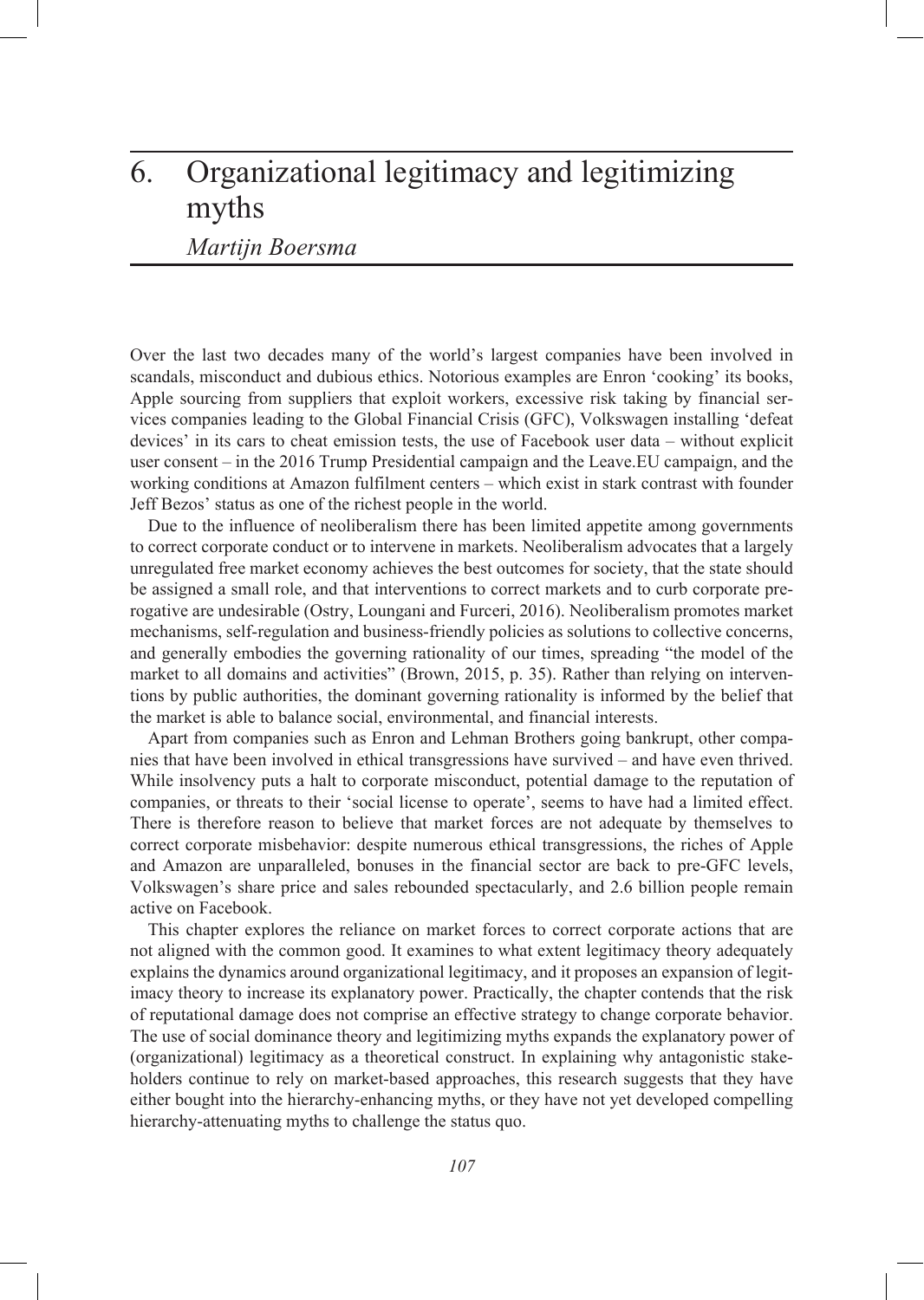# 6. Organizational legitimacy and legitimizing myths

*Martijn Boersma*

Over the last two decades many of the world's largest companies have been involved in scandals, misconduct and dubious ethics. Notorious examples are Enron 'cooking' its books, Apple sourcing from suppliers that exploit workers, excessive risk taking by financial services companies leading to the Global Financial Crisis (GFC), Volkswagen installing 'defeat devices' in its cars to cheat emission tests, the use of Facebook user data – without explicit user consent – in the 2016 Trump Presidential campaign and the Leave.EU campaign, and the working conditions at Amazon fulfilment centers – which exist in stark contrast with founder Jeff Bezos' status as one of the richest people in the world.

Due to the influence of neoliberalism there has been limited appetite among governments to correct corporate conduct or to intervene in markets. Neoliberalism advocates that a largely unregulated free market economy achieves the best outcomes for society, that the state should be assigned a small role, and that interventions to correct markets and to curb corporate prerogative are undesirable (Ostry, Loungani and Furceri, 2016). Neoliberalism promotes market mechanisms, self-regulation and business-friendly policies as solutions to collective concerns, and generally embodies the governing rationality of our times, spreading "the model of the market to all domains and activities" (Brown, 2015, p. 35). Rather than relying on interventions by public authorities, the dominant governing rationality is informed by the belief that the market is able to balance social, environmental, and financial interests.

Apart from companies such as Enron and Lehman Brothers going bankrupt, other companies that have been involved in ethical transgressions have survived – and have even thrived. While insolvency puts a halt to corporate misconduct, potential damage to the reputation of companies, or threats to their 'social license to operate', seems to have had a limited effect. There is therefore reason to believe that market forces are not adequate by themselves to correct corporate misbehavior: despite numerous ethical transgressions, the riches of Apple and Amazon are unparalleled, bonuses in the financial sector are back to pre-GFC levels, Volkswagen's share price and sales rebounded spectacularly, and 2.6 billion people remain active on Facebook.

This chapter explores the reliance on market forces to correct corporate actions that are not aligned with the common good. It examines to what extent legitimacy theory adequately explains the dynamics around organizational legitimacy, and it proposes an expansion of legitimacy theory to increase its explanatory power. Practically, the chapter contends that the risk of reputational damage does not comprise an effective strategy to change corporate behavior. The use of social dominance theory and legitimizing myths expands the explanatory power of (organizational) legitimacy as a theoretical construct. In explaining why antagonistic stakeholders continue to rely on market-based approaches, this research suggests that they have either bought into the hierarchy-enhancing myths, or they have not yet developed compelling hierarchy-attenuating myths to challenge the status quo.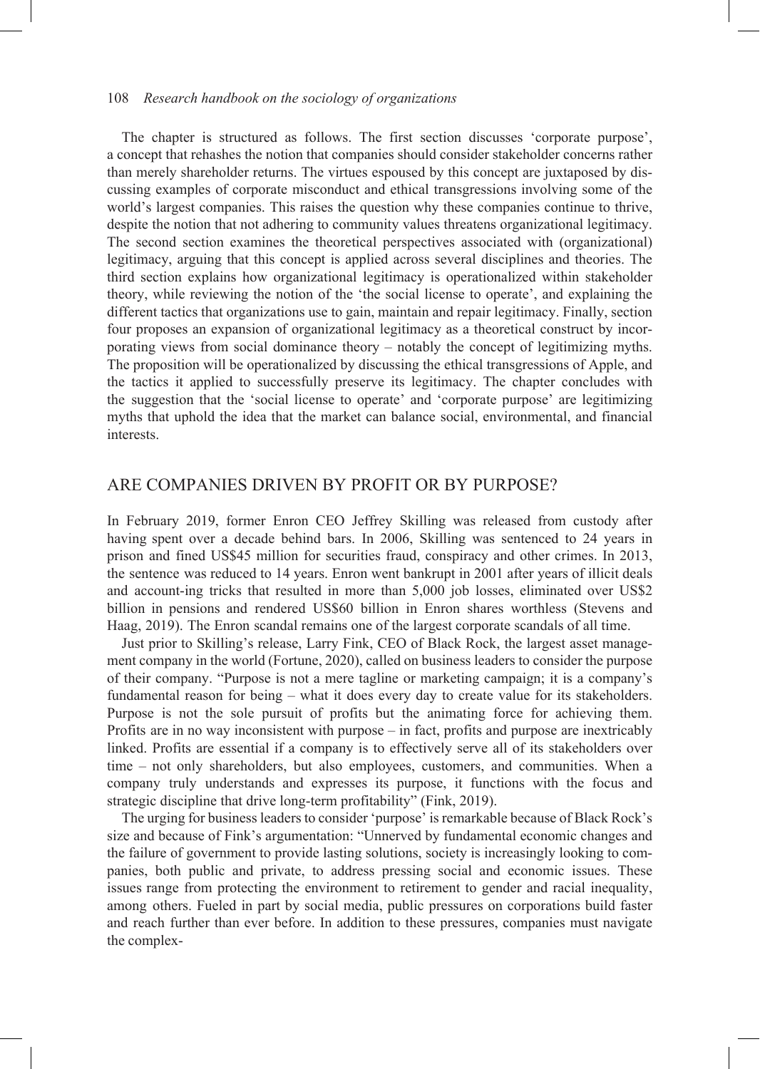The chapter is structured as follows. The first section discusses 'corporate purpose', a concept that rehashes the notion that companies should consider stakeholder concerns rather than merely shareholder returns. The virtues espoused by this concept are juxtaposed by discussing examples of corporate misconduct and ethical transgressions involving some of the world's largest companies. This raises the question why these companies continue to thrive, despite the notion that not adhering to community values threatens organizational legitimacy. The second section examines the theoretical perspectives associated with (organizational) legitimacy, arguing that this concept is applied across several disciplines and theories. The third section explains how organizational legitimacy is operationalized within stakeholder theory, while reviewing the notion of the 'the social license to operate', and explaining the different tactics that organizations use to gain, maintain and repair legitimacy. Finally, section four proposes an expansion of organizational legitimacy as a theoretical construct by incorporating views from social dominance theory – notably the concept of legitimizing myths. The proposition will be operationalized by discussing the ethical transgressions of Apple, and the tactics it applied to successfully preserve its legitimacy. The chapter concludes with the suggestion that the 'social license to operate' and 'corporate purpose' are legitimizing myths that uphold the idea that the market can balance social, environmental, and financial interests.

## ARE COMPANIES DRIVEN BY PROFIT OR BY PURPOSE?

In February 2019, former Enron CEO Jeffrey Skilling was released from custody after having spent over a decade behind bars. In 2006, Skilling was sentenced to 24 years in prison and fined US$45 million for securities fraud, conspiracy and other crimes. In 2013, the sentence was reduced to 14 years. Enron went bankrupt in 2001 after years of illicit deals and account-ing tricks that resulted in more than 5,000 job losses, eliminated over US$2 billion in pensions and rendered US$60 billion in Enron shares worthless (Stevens and Haag, 2019). The Enron scandal remains one of the largest corporate scandals of all time.

Just prior to Skilling's release, Larry Fink, CEO of Black Rock, the largest asset management company in the world (Fortune, 2020), called on business leaders to consider the purpose of their company. "Purpose is not a mere tagline or marketing campaign; it is a company's fundamental reason for being – what it does every day to create value for its stakeholders. Purpose is not the sole pursuit of profits but the animating force for achieving them. Profits are in no way inconsistent with purpose – in fact, profits and purpose are inextricably linked. Profits are essential if a company is to effectively serve all of its stakeholders over time – not only shareholders, but also employees, customers, and communities. When a company truly understands and expresses its purpose, it functions with the focus and strategic discipline that drive long-term profitability" (Fink, 2019).

The urging for business leaders to consider 'purpose' is remarkable because of Black Rock's size and because of Fink's argumentation: "Unnerved by fundamental economic changes and the failure of government to provide lasting solutions, society is increasingly looking to companies, both public and private, to address pressing social and economic issues. These issues range from protecting the environment to retirement to gender and racial inequality, among others. Fueled in part by social media, public pressures on corporations build faster and reach further than ever before. In addition to these pressures, companies must navigate the complex-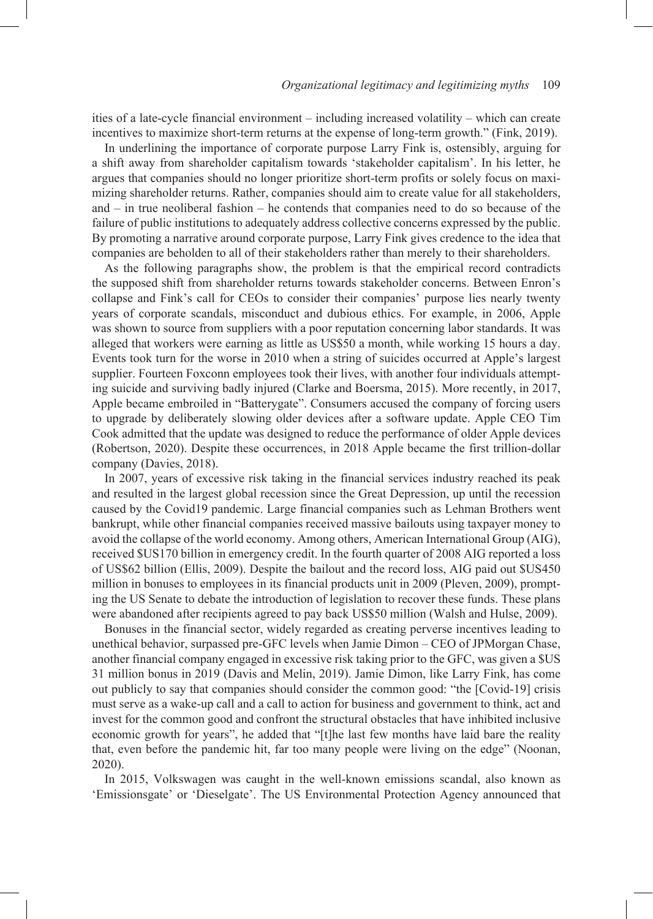ities of a late-cycle financial environment – including increased volatility – which can create incentives to maximize short-term returns at the expense of long-term growth." (Fink, 2019).

In underlining the importance of corporate purpose Larry Fink is, ostensibly, arguing for a shift away from shareholder capitalism towards 'stakeholder capitalism'. In his letter, he argues that companies should no longer prioritize short-term profits or solely focus on maximizing shareholder returns. Rather, companies should aim to create value for all stakeholders, and – in true neoliberal fashion – he contends that companies need to do so because of the failure of public institutions to adequately address collective concerns expressed by the public. By promoting a narrative around corporate purpose, Larry Fink gives credence to the idea that companies are beholden to all of their stakeholders rather than merely to their shareholders.

As the following paragraphs show, the problem is that the empirical record contradicts the supposed shift from shareholder returns towards stakeholder concerns. Between Enron's collapse and Fink's call for CEOs to consider their companies' purpose lies nearly twenty years of corporate scandals, misconduct and dubious ethics. For example, in 2006, Apple was shown to source from suppliers with a poor reputation concerning labor standards. It was alleged that workers were earning as little as US$50 a month, while working 15 hours a day. Events took turn for the worse in 2010 when a string of suicides occurred at Apple's largest supplier. Fourteen Foxconn employees took their lives, with another four individuals attempting suicide and surviving badly injured (Clarke and Boersma, 2015). More recently, in 2017, Apple became embroiled in "Batterygate". Consumers accused the company of forcing users to upgrade by deliberately slowing older devices after a software update. Apple CEO Tim Cook admitted that the update was designed to reduce the performance of older Apple devices (Robertson, 2020). Despite these occurrences, in 2018 Apple became the first trillion-dollar company (Davies, 2018).

In 2007, years of excessive risk taking in the financial services industry reached its peak and resulted in the largest global recession since the Great Depression, up until the recession caused by the Covid19 pandemic. Large financial companies such as Lehman Brothers went bankrupt, while other financial companies received massive bailouts using taxpayer money to avoid the collapse of the world economy. Among others, American International Group (AIG), received $US170 billion in emergency credit. In the fourth quarter of 2008 AIG reported a loss of US$62 billion (Ellis, 2009). Despite the bailout and the record loss, AIG paid out $US450 million in bonuses to employees in its financial products unit in 2009 (Pleven, 2009), prompting the US Senate to debate the introduction of legislation to recover these funds. These plans were abandoned after recipients agreed to pay back US$50 million (Walsh and Hulse, 2009).

Bonuses in the financial sector, widely regarded as creating perverse incentives leading to unethical behavior, surpassed pre-GFC levels when Jamie Dimon – CEO of JPMorgan Chase, another financial company engaged in excessive risk taking prior to the GFC, was given a $US 31 million bonus in 2019 (Davis and Melin, 2019). Jamie Dimon, like Larry Fink, has come out publicly to say that companies should consider the common good: "the [Covid-19] crisis must serve as a wake-up call and a call to action for business and government to think, act and invest for the common good and confront the structural obstacles that have inhibited inclusive economic growth for years", he added that "[t]he last few months have laid bare the reality that, even before the pandemic hit, far too many people were living on the edge" (Noonan, 2020).

In 2015, Volkswagen was caught in the well-known emissions scandal, also known as 'Emissionsgate' or 'Dieselgate'. The US Environmental Protection Agency announced that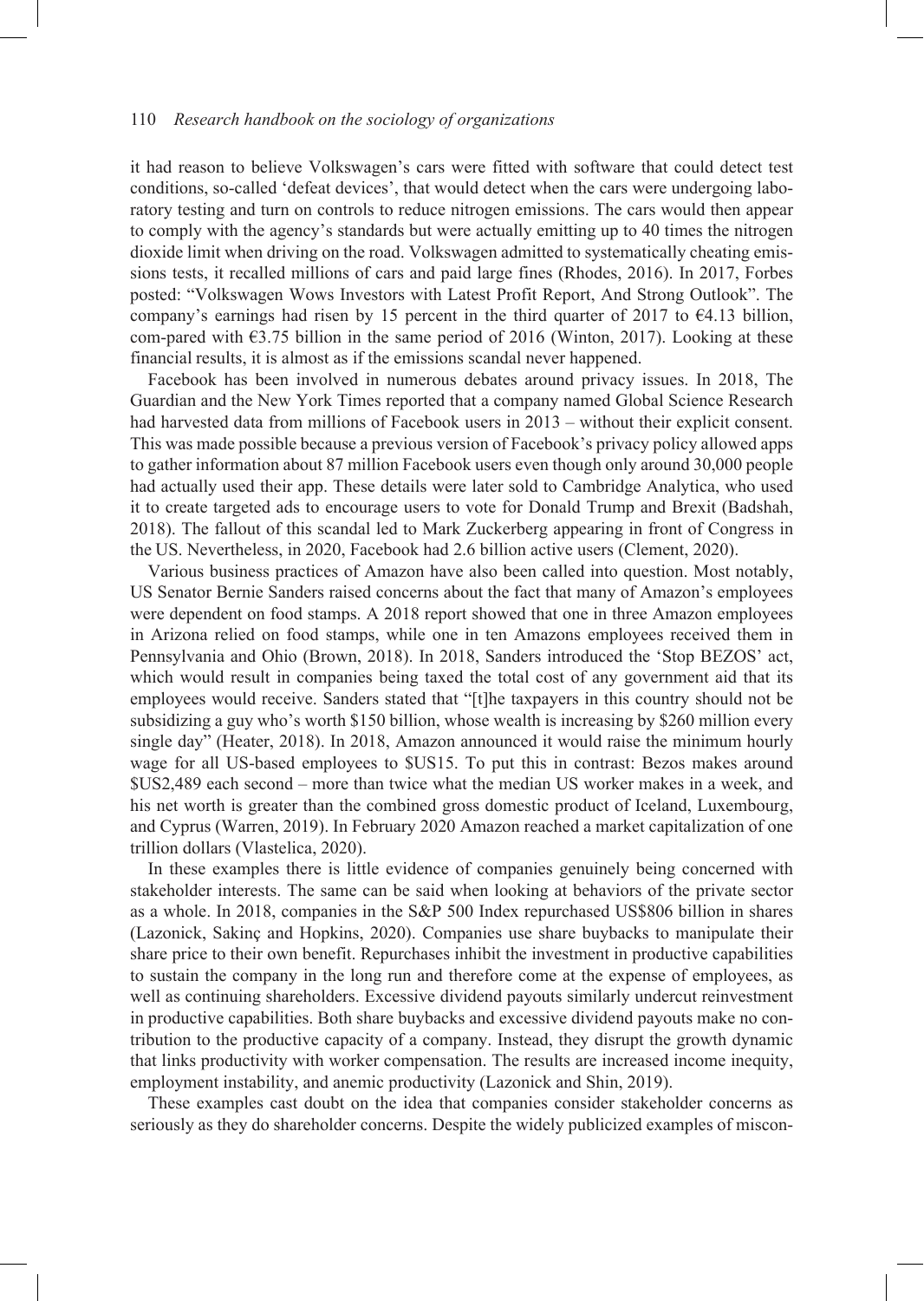it had reason to believe Volkswagen's cars were fitted with software that could detect test conditions, so-called 'defeat devices', that would detect when the cars were undergoing laboratory testing and turn on controls to reduce nitrogen emissions. The cars would then appear to comply with the agency's standards but were actually emitting up to 40 times the nitrogen dioxide limit when driving on the road. Volkswagen admitted to systematically cheating emissions tests, it recalled millions of cars and paid large fines (Rhodes, 2016). In 2017, Forbes posted: "Volkswagen Wows Investors with Latest Profit Report, And Strong Outlook". The company's earnings had risen by 15 percent in the third quarter of 2017 to €4.13 billion, com-pared with €3.75 billion in the same period of 2016 (Winton, 2017). Looking at these financial results, it is almost as if the emissions scandal never happened.

Facebook has been involved in numerous debates around privacy issues. In 2018, The Guardian and the New York Times reported that a company named Global Science Research had harvested data from millions of Facebook users in 2013 – without their explicit consent. This was made possible because a previous version of Facebook's privacy policy allowed apps to gather information about 87 million Facebook users even though only around 30,000 people had actually used their app. These details were later sold to Cambridge Analytica, who used it to create targeted ads to encourage users to vote for Donald Trump and Brexit (Badshah, 2018). The fallout of this scandal led to Mark Zuckerberg appearing in front of Congress in the US. Nevertheless, in 2020, Facebook had 2.6 billion active users (Clement, 2020).

Various business practices of Amazon have also been called into question. Most notably, US Senator Bernie Sanders raised concerns about the fact that many of Amazon's employees were dependent on food stamps. A 2018 report showed that one in three Amazon employees in Arizona relied on food stamps, while one in ten Amazons employees received them in Pennsylvania and Ohio (Brown, 2018). In 2018, Sanders introduced the 'Stop BEZOS' act, which would result in companies being taxed the total cost of any government aid that its employees would receive. Sanders stated that "[t]he taxpayers in this country should not be subsidizing a guy who's worth \$150 billion, whose wealth is increasing by \$260 million every single day" (Heater, 2018). In 2018, Amazon announced it would raise the minimum hourly wage for all US-based employees to \$US15. To put this in contrast: Bezos makes around \$US2,489 each second – more than twice what the median US worker makes in a week, and his net worth is greater than the combined gross domestic product of Iceland, Luxembourg, and Cyprus (Warren, 2019). In February 2020 Amazon reached a market capitalization of one trillion dollars (Vlastelica, 2020).

In these examples there is little evidence of companies genuinely being concerned with stakeholder interests. The same can be said when looking at behaviors of the private sector as a whole. In 2018, companies in the S&P 500 Index repurchased US\$806 billion in shares (Lazonick, Sakinç and Hopkins, 2020). Companies use share buybacks to manipulate their share price to their own benefit. Repurchases inhibit the investment in productive capabilities to sustain the company in the long run and therefore come at the expense of employees, as well as continuing shareholders. Excessive dividend payouts similarly undercut reinvestment in productive capabilities. Both share buybacks and excessive dividend payouts make no contribution to the productive capacity of a company. Instead, they disrupt the growth dynamic that links productivity with worker compensation. The results are increased income inequity, employment instability, and anemic productivity (Lazonick and Shin, 2019).

These examples cast doubt on the idea that companies consider stakeholder concerns as seriously as they do shareholder concerns. Despite the widely publicized examples of miscon-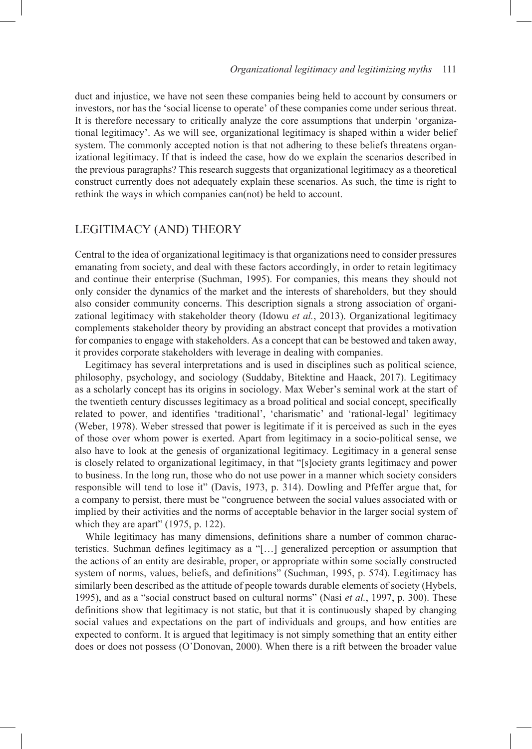duct and injustice, we have not seen these companies being held to account by consumers or investors, nor has the 'social license to operate' of these companies come under serious threat. It is therefore necessary to critically analyze the core assumptions that underpin 'organizational legitimacy'. As we will see, organizational legitimacy is shaped within a wider belief system. The commonly accepted notion is that not adhering to these beliefs threatens organizational legitimacy. If that is indeed the case, how do we explain the scenarios described in the previous paragraphs? This research suggests that organizational legitimacy as a theoretical construct currently does not adequately explain these scenarios. As such, the time is right to rethink the ways in which companies can(not) be held to account.

## LEGITIMACY (AND) THEORY

Central to the idea of organizational legitimacy is that organizations need to consider pressures emanating from society, and deal with these factors accordingly, in order to retain legitimacy and continue their enterprise (Suchman, 1995). For companies, this means they should not only consider the dynamics of the market and the interests of shareholders, but they should also consider community concerns. This description signals a strong association of organizational legitimacy with stakeholder theory (Idowu *et al.*, 2013). Organizational legitimacy complements stakeholder theory by providing an abstract concept that provides a motivation for companies to engage with stakeholders. As a concept that can be bestowed and taken away, it provides corporate stakeholders with leverage in dealing with companies.

Legitimacy has several interpretations and is used in disciplines such as political science, philosophy, psychology, and sociology (Suddaby, Bitektine and Haack, 2017). Legitimacy as a scholarly concept has its origins in sociology. Max Weber's seminal work at the start of the twentieth century discusses legitimacy as a broad political and social concept, specifically related to power, and identifies 'traditional', 'charismatic' and 'rational-legal' legitimacy (Weber, 1978). Weber stressed that power is legitimate if it is perceived as such in the eyes of those over whom power is exerted. Apart from legitimacy in a socio-political sense, we also have to look at the genesis of organizational legitimacy. Legitimacy in a general sense is closely related to organizational legitimacy, in that "[s]ociety grants legitimacy and power to business. In the long run, those who do not use power in a manner which society considers responsible will tend to lose it" (Davis, 1973, p. 314). Dowling and Pfeffer argue that, for a company to persist, there must be "congruence between the social values associated with or implied by their activities and the norms of acceptable behavior in the larger social system of which they are apart" (1975, p. 122).

While legitimacy has many dimensions, definitions share a number of common characteristics. Suchman defines legitimacy as a "[…] generalized perception or assumption that the actions of an entity are desirable, proper, or appropriate within some socially constructed system of norms, values, beliefs, and definitions" (Suchman, 1995, p. 574). Legitimacy has similarly been described as the attitude of people towards durable elements of society (Hybels, 1995), and as a "social construct based on cultural norms" (Nasi *et al.*, 1997, p. 300). These definitions show that legitimacy is not static, but that it is continuously shaped by changing social values and expectations on the part of individuals and groups, and how entities are expected to conform. It is argued that legitimacy is not simply something that an entity either does or does not possess (O'Donovan, 2000). When there is a rift between the broader value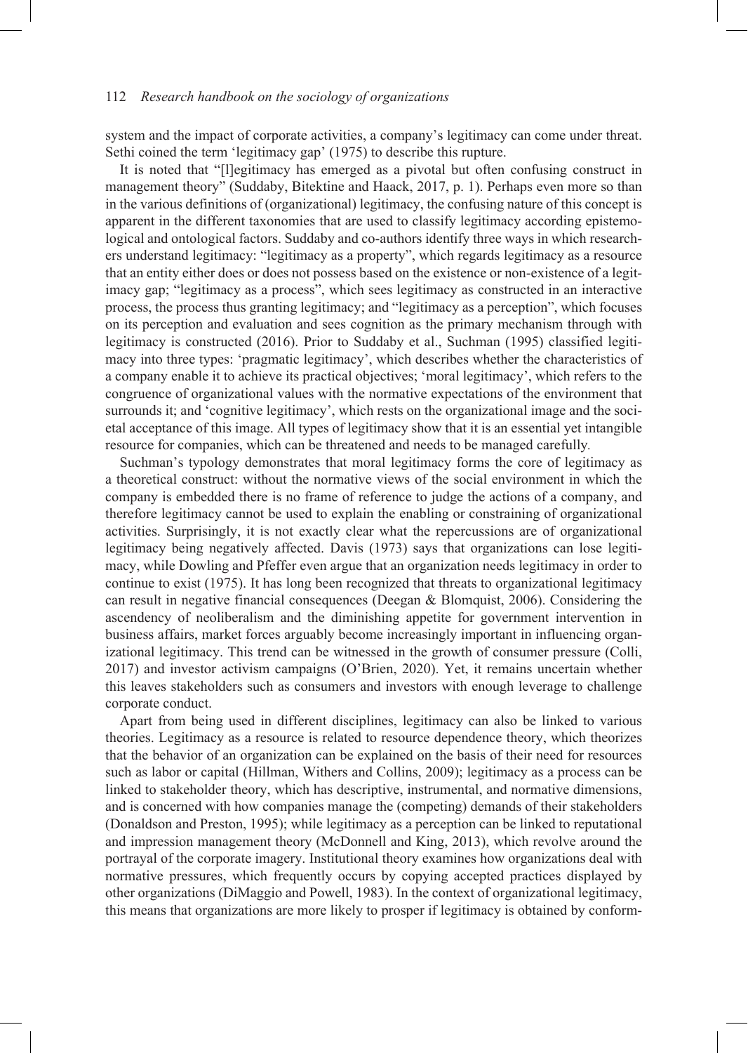system and the impact of corporate activities, a company's legitimacy can come under threat. Sethi coined the term 'legitimacy gap' (1975) to describe this rupture.

It is noted that "[l]egitimacy has emerged as a pivotal but often confusing construct in management theory" (Suddaby, Bitektine and Haack, 2017, p. 1). Perhaps even more so than in the various definitions of (organizational) legitimacy, the confusing nature of this concept is apparent in the different taxonomies that are used to classify legitimacy according epistemological and ontological factors. Suddaby and co-authors identify three ways in which researchers understand legitimacy: "legitimacy as a property", which regards legitimacy as a resource that an entity either does or does not possess based on the existence or non-existence of a legitimacy gap; "legitimacy as a process", which sees legitimacy as constructed in an interactive process, the process thus granting legitimacy; and "legitimacy as a perception", which focuses on its perception and evaluation and sees cognition as the primary mechanism through with legitimacy is constructed (2016). Prior to Suddaby et al., Suchman (1995) classified legitimacy into three types: 'pragmatic legitimacy', which describes whether the characteristics of a company enable it to achieve its practical objectives; 'moral legitimacy', which refers to the congruence of organizational values with the normative expectations of the environment that surrounds it; and 'cognitive legitimacy', which rests on the organizational image and the societal acceptance of this image. All types of legitimacy show that it is an essential yet intangible resource for companies, which can be threatened and needs to be managed carefully.

Suchman's typology demonstrates that moral legitimacy forms the core of legitimacy as a theoretical construct: without the normative views of the social environment in which the company is embedded there is no frame of reference to judge the actions of a company, and therefore legitimacy cannot be used to explain the enabling or constraining of organizational activities. Surprisingly, it is not exactly clear what the repercussions are of organizational legitimacy being negatively affected. Davis (1973) says that organizations can lose legitimacy, while Dowling and Pfeffer even argue that an organization needs legitimacy in order to continue to exist (1975). It has long been recognized that threats to organizational legitimacy can result in negative financial consequences (Deegan & Blomquist, 2006). Considering the ascendency of neoliberalism and the diminishing appetite for government intervention in business affairs, market forces arguably become increasingly important in influencing organizational legitimacy. This trend can be witnessed in the growth of consumer pressure (Colli, 2017) and investor activism campaigns (O'Brien, 2020). Yet, it remains uncertain whether this leaves stakeholders such as consumers and investors with enough leverage to challenge corporate conduct.

Apart from being used in different disciplines, legitimacy can also be linked to various theories. Legitimacy as a resource is related to resource dependence theory, which theorizes that the behavior of an organization can be explained on the basis of their need for resources such as labor or capital (Hillman, Withers and Collins, 2009); legitimacy as a process can be linked to stakeholder theory, which has descriptive, instrumental, and normative dimensions, and is concerned with how companies manage the (competing) demands of their stakeholders (Donaldson and Preston, 1995); while legitimacy as a perception can be linked to reputational and impression management theory (McDonnell and King, 2013), which revolve around the portrayal of the corporate imagery. Institutional theory examines how organizations deal with normative pressures, which frequently occurs by copying accepted practices displayed by other organizations (DiMaggio and Powell, 1983). In the context of organizational legitimacy, this means that organizations are more likely to prosper if legitimacy is obtained by conform-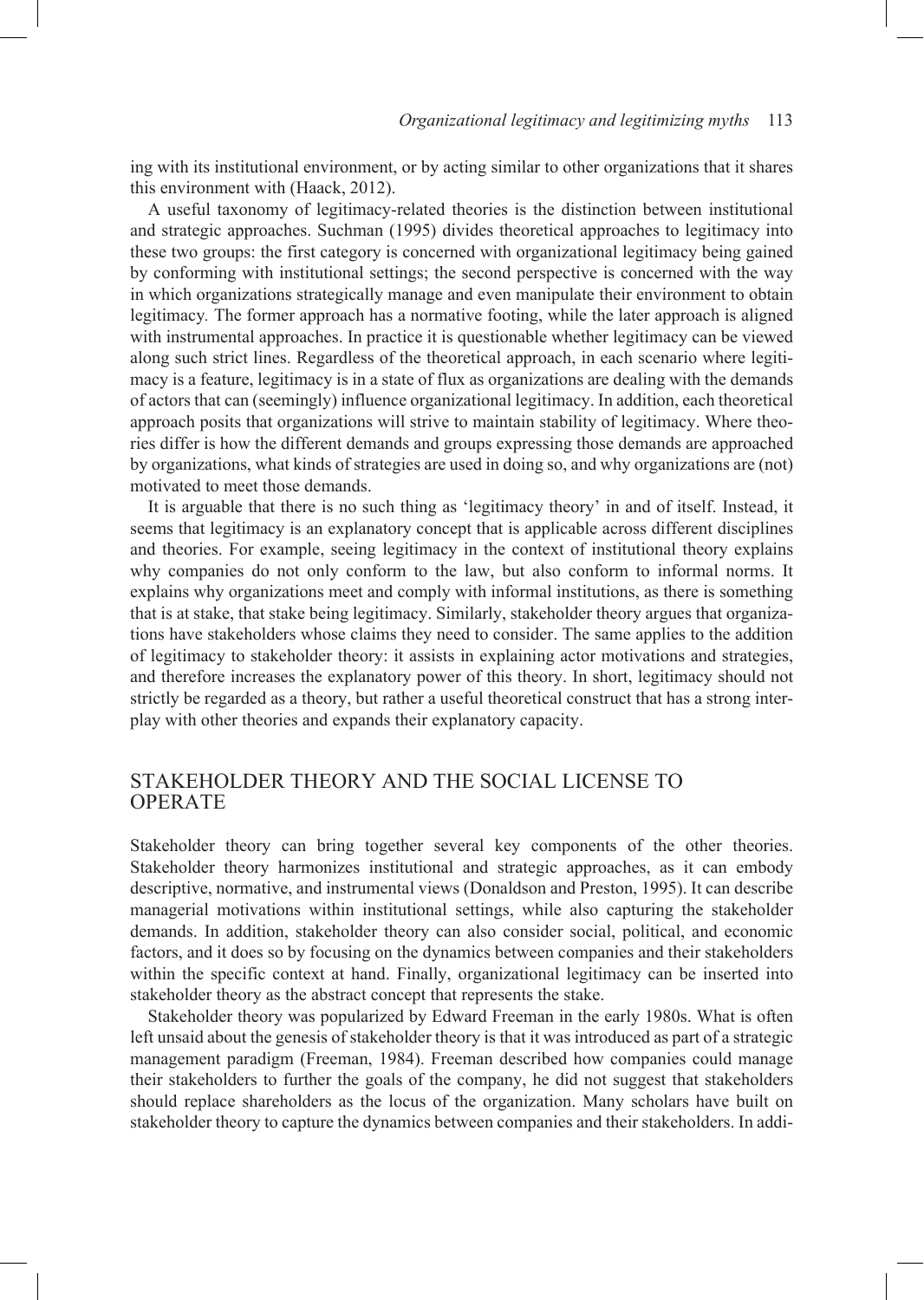ing with its institutional environment, or by acting similar to other organizations that it shares this environment with (Haack, 2012).

A useful taxonomy of legitimacy-related theories is the distinction between institutional and strategic approaches. Suchman (1995) divides theoretical approaches to legitimacy into these two groups: the first category is concerned with organizational legitimacy being gained by conforming with institutional settings; the second perspective is concerned with the way in which organizations strategically manage and even manipulate their environment to obtain legitimacy. The former approach has a normative footing, while the later approach is aligned with instrumental approaches. In practice it is questionable whether legitimacy can be viewed along such strict lines. Regardless of the theoretical approach, in each scenario where legitimacy is a feature, legitimacy is in a state of flux as organizations are dealing with the demands of actors that can (seemingly) influence organizational legitimacy. In addition, each theoretical approach posits that organizations will strive to maintain stability of legitimacy. Where theories differ is how the different demands and groups expressing those demands are approached by organizations, what kinds of strategies are used in doing so, and why organizations are (not) motivated to meet those demands.

It is arguable that there is no such thing as 'legitimacy theory' in and of itself. Instead, it seems that legitimacy is an explanatory concept that is applicable across different disciplines and theories. For example, seeing legitimacy in the context of institutional theory explains why companies do not only conform to the law, but also conform to informal norms. It explains why organizations meet and comply with informal institutions, as there is something that is at stake, that stake being legitimacy. Similarly, stakeholder theory argues that organizations have stakeholders whose claims they need to consider. The same applies to the addition of legitimacy to stakeholder theory: it assists in explaining actor motivations and strategies, and therefore increases the explanatory power of this theory. In short, legitimacy should not strictly be regarded as a theory, but rather a useful theoretical construct that has a strong interplay with other theories and expands their explanatory capacity.

## STAKEHOLDER THEORY AND THE SOCIAL LICENSE TO OPERATE

Stakeholder theory can bring together several key components of the other theories. Stakeholder theory harmonizes institutional and strategic approaches, as it can embody descriptive, normative, and instrumental views (Donaldson and Preston, 1995). It can describe managerial motivations within institutional settings, while also capturing the stakeholder demands. In addition, stakeholder theory can also consider social, political, and economic factors, and it does so by focusing on the dynamics between companies and their stakeholders within the specific context at hand. Finally, organizational legitimacy can be inserted into stakeholder theory as the abstract concept that represents the stake.

Stakeholder theory was popularized by Edward Freeman in the early 1980s. What is often left unsaid about the genesis of stakeholder theory is that it was introduced as part of a strategic management paradigm (Freeman, 1984). Freeman described how companies could manage their stakeholders to further the goals of the company, he did not suggest that stakeholders should replace shareholders as the locus of the organization. Many scholars have built on stakeholder theory to capture the dynamics between companies and their stakeholders. In addi-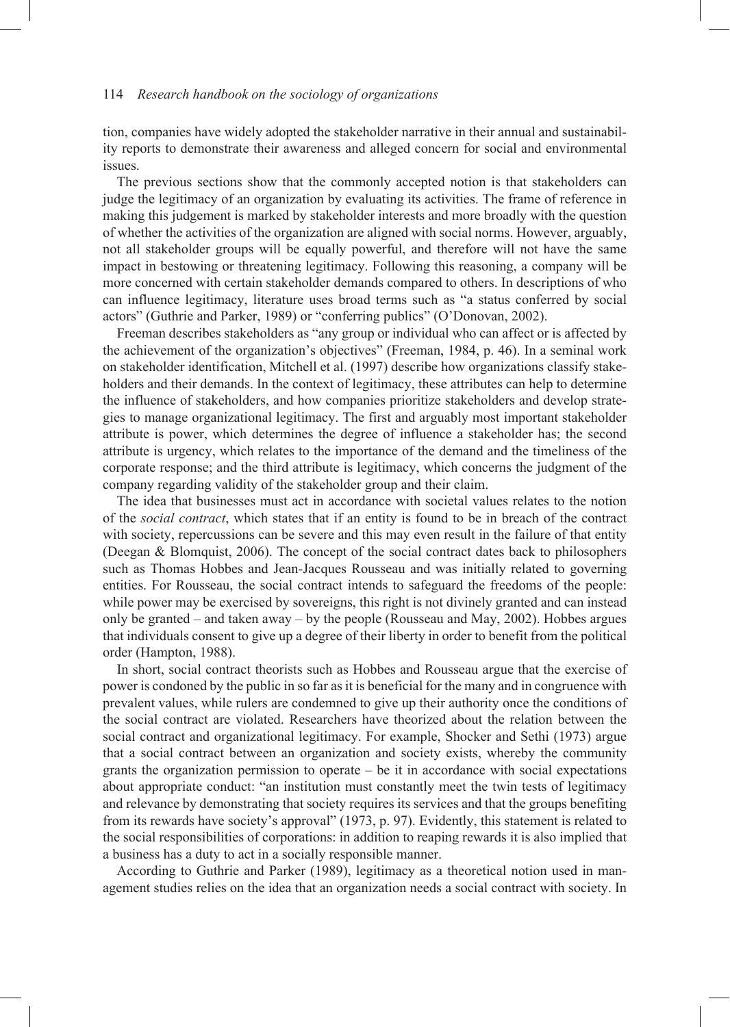tion, companies have widely adopted the stakeholder narrative in their annual and sustainability reports to demonstrate their awareness and alleged concern for social and environmental issues.

The previous sections show that the commonly accepted notion is that stakeholders can judge the legitimacy of an organization by evaluating its activities. The frame of reference in making this judgement is marked by stakeholder interests and more broadly with the question of whether the activities of the organization are aligned with social norms. However, arguably, not all stakeholder groups will be equally powerful, and therefore will not have the same impact in bestowing or threatening legitimacy. Following this reasoning, a company will be more concerned with certain stakeholder demands compared to others. In descriptions of who can influence legitimacy, literature uses broad terms such as "a status conferred by social actors" (Guthrie and Parker, 1989) or "conferring publics" (O'Donovan, 2002).

Freeman describes stakeholders as "any group or individual who can affect or is affected by the achievement of the organization's objectives" (Freeman, 1984, p. 46). In a seminal work on stakeholder identification, Mitchell et al. (1997) describe how organizations classify stakeholders and their demands. In the context of legitimacy, these attributes can help to determine the influence of stakeholders, and how companies prioritize stakeholders and develop strategies to manage organizational legitimacy. The first and arguably most important stakeholder attribute is power, which determines the degree of influence a stakeholder has; the second attribute is urgency, which relates to the importance of the demand and the timeliness of the corporate response; and the third attribute is legitimacy, which concerns the judgment of the company regarding validity of the stakeholder group and their claim.

The idea that businesses must act in accordance with societal values relates to the notion of the *social contract*, which states that if an entity is found to be in breach of the contract with society, repercussions can be severe and this may even result in the failure of that entity (Deegan & Blomquist, 2006). The concept of the social contract dates back to philosophers such as Thomas Hobbes and Jean-Jacques Rousseau and was initially related to governing entities. For Rousseau, the social contract intends to safeguard the freedoms of the people: while power may be exercised by sovereigns, this right is not divinely granted and can instead only be granted – and taken away – by the people (Rousseau and May, 2002). Hobbes argues that individuals consent to give up a degree of their liberty in order to benefit from the political order (Hampton, 1988).

In short, social contract theorists such as Hobbes and Rousseau argue that the exercise of power is condoned by the public in so far as it is beneficial for the many and in congruence with prevalent values, while rulers are condemned to give up their authority once the conditions of the social contract are violated. Researchers have theorized about the relation between the social contract and organizational legitimacy. For example, Shocker and Sethi (1973) argue that a social contract between an organization and society exists, whereby the community grants the organization permission to operate – be it in accordance with social expectations about appropriate conduct: "an institution must constantly meet the twin tests of legitimacy and relevance by demonstrating that society requires its services and that the groups benefiting from its rewards have society's approval" (1973, p. 97). Evidently, this statement is related to the social responsibilities of corporations: in addition to reaping rewards it is also implied that a business has a duty to act in a socially responsible manner.

According to Guthrie and Parker (1989), legitimacy as a theoretical notion used in management studies relies on the idea that an organization needs a social contract with society. In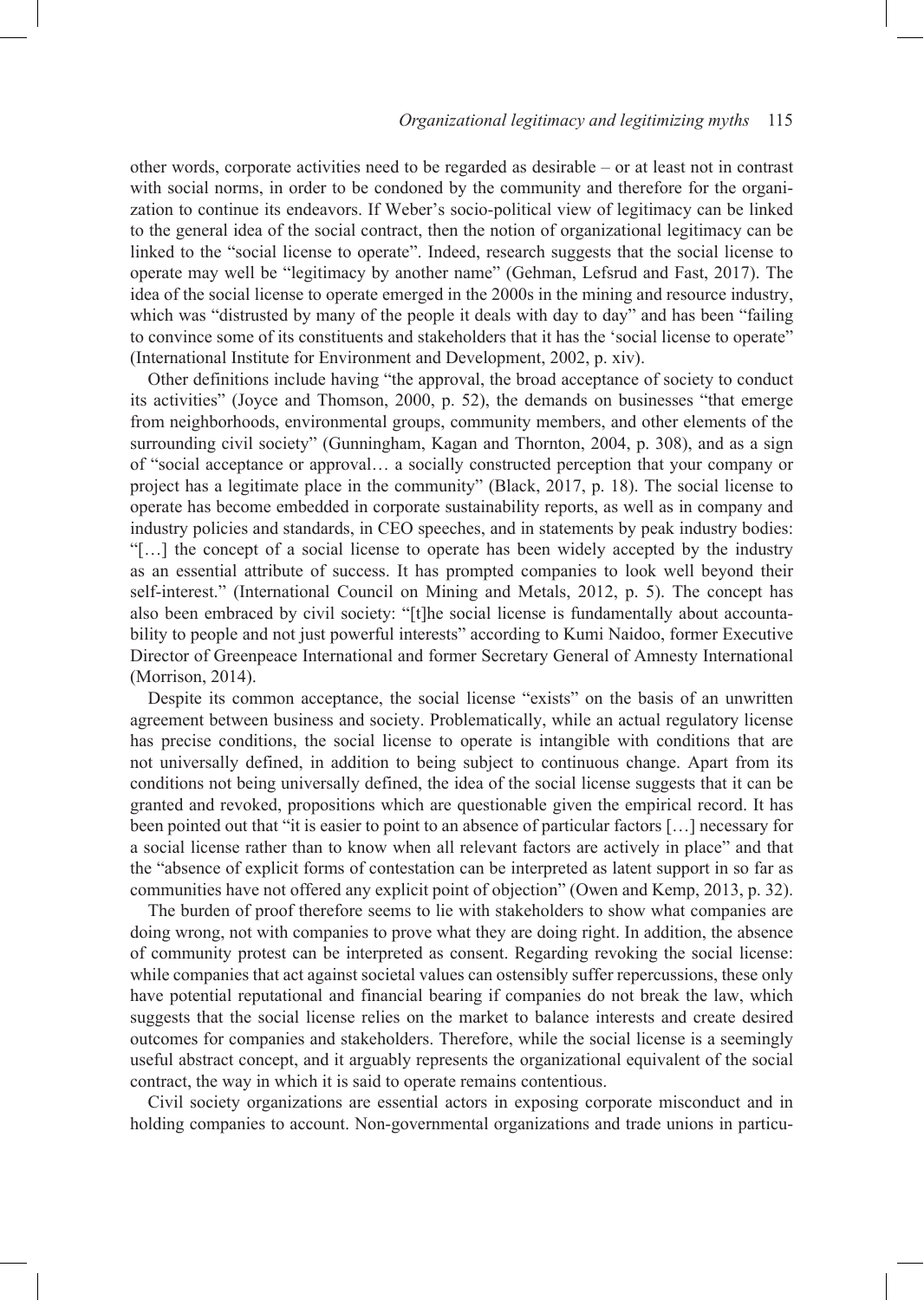other words, corporate activities need to be regarded as desirable – or at least not in contrast with social norms, in order to be condoned by the community and therefore for the organization to continue its endeavors. If Weber's socio-political view of legitimacy can be linked to the general idea of the social contract, then the notion of organizational legitimacy can be linked to the "social license to operate". Indeed, research suggests that the social license to operate may well be "legitimacy by another name" (Gehman, Lefsrud and Fast, 2017). The idea of the social license to operate emerged in the 2000s in the mining and resource industry, which was "distrusted by many of the people it deals with day to day" and has been "failing to convince some of its constituents and stakeholders that it has the 'social license to operate" (International Institute for Environment and Development, 2002, p. xiv).

Other definitions include having "the approval, the broad acceptance of society to conduct its activities" (Joyce and Thomson, 2000, p. 52), the demands on businesses "that emerge from neighborhoods, environmental groups, community members, and other elements of the surrounding civil society" (Gunningham, Kagan and Thornton, 2004, p. 308), and as a sign of "social acceptance or approval… a socially constructed perception that your company or project has a legitimate place in the community" (Black, 2017, p. 18). The social license to operate has become embedded in corporate sustainability reports, as well as in company and industry policies and standards, in CEO speeches, and in statements by peak industry bodies: "[…] the concept of a social license to operate has been widely accepted by the industry as an essential attribute of success. It has prompted companies to look well beyond their self-interest." (International Council on Mining and Metals, 2012, p. 5). The concept has also been embraced by civil society: "[t]he social license is fundamentally about accountability to people and not just powerful interests" according to Kumi Naidoo, former Executive Director of Greenpeace International and former Secretary General of Amnesty International (Morrison, 2014).

Despite its common acceptance, the social license "exists" on the basis of an unwritten agreement between business and society. Problematically, while an actual regulatory license has precise conditions, the social license to operate is intangible with conditions that are not universally defined, in addition to being subject to continuous change. Apart from its conditions not being universally defined, the idea of the social license suggests that it can be granted and revoked, propositions which are questionable given the empirical record. It has been pointed out that "it is easier to point to an absence of particular factors […] necessary for a social license rather than to know when all relevant factors are actively in place" and that the "absence of explicit forms of contestation can be interpreted as latent support in so far as communities have not offered any explicit point of objection" (Owen and Kemp, 2013, p. 32).

The burden of proof therefore seems to lie with stakeholders to show what companies are doing wrong, not with companies to prove what they are doing right. In addition, the absence of community protest can be interpreted as consent. Regarding revoking the social license: while companies that act against societal values can ostensibly suffer repercussions, these only have potential reputational and financial bearing if companies do not break the law, which suggests that the social license relies on the market to balance interests and create desired outcomes for companies and stakeholders. Therefore, while the social license is a seemingly useful abstract concept, and it arguably represents the organizational equivalent of the social contract, the way in which it is said to operate remains contentious.

Civil society organizations are essential actors in exposing corporate misconduct and in holding companies to account. Non-governmental organizations and trade unions in particu-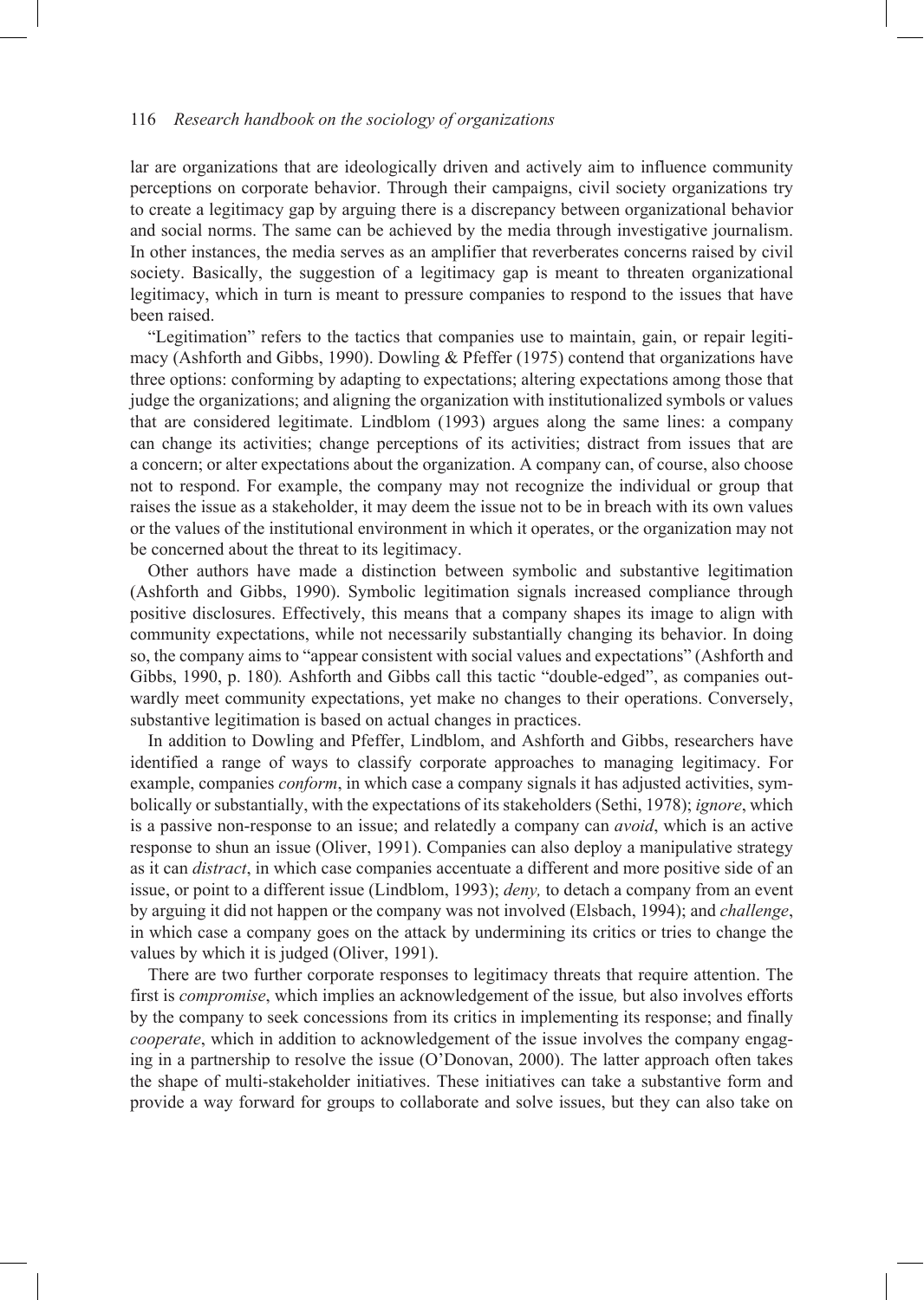lar are organizations that are ideologically driven and actively aim to influence community perceptions on corporate behavior. Through their campaigns, civil society organizations try to create a legitimacy gap by arguing there is a discrepancy between organizational behavior and social norms. The same can be achieved by the media through investigative journalism. In other instances, the media serves as an amplifier that reverberates concerns raised by civil society. Basically, the suggestion of a legitimacy gap is meant to threaten organizational legitimacy, which in turn is meant to pressure companies to respond to the issues that have been raised.

"Legitimation" refers to the tactics that companies use to maintain, gain, or repair legitimacy (Ashforth and Gibbs, 1990). Dowling & Pfeffer (1975) contend that organizations have three options: conforming by adapting to expectations; altering expectations among those that judge the organizations; and aligning the organization with institutionalized symbols or values that are considered legitimate. Lindblom (1993) argues along the same lines: a company can change its activities; change perceptions of its activities; distract from issues that are a concern; or alter expectations about the organization. A company can, of course, also choose not to respond. For example, the company may not recognize the individual or group that raises the issue as a stakeholder, it may deem the issue not to be in breach with its own values or the values of the institutional environment in which it operates, or the organization may not be concerned about the threat to its legitimacy.

Other authors have made a distinction between symbolic and substantive legitimation (Ashforth and Gibbs, 1990). Symbolic legitimation signals increased compliance through positive disclosures. Effectively, this means that a company shapes its image to align with community expectations, while not necessarily substantially changing its behavior. In doing so, the company aims to "appear consistent with social values and expectations" (Ashforth and Gibbs, 1990, p. 180). Ashforth and Gibbs call this tactic "double-edged", as companies outwardly meet community expectations, yet make no changes to their operations. Conversely, substantive legitimation is based on actual changes in practices.

In addition to Dowling and Pfeffer, Lindblom, and Ashforth and Gibbs, researchers have identified a range of ways to classify corporate approaches to managing legitimacy. For example, companies *conform*, in which case a company signals it has adjusted activities, symbolically or substantially, with the expectations of its stakeholders (Sethi, 1978); *ignore*, which is a passive non-response to an issue; and relatedly a company can *avoid*, which is an active response to shun an issue (Oliver, 1991). Companies can also deploy a manipulative strategy as it can *distract*, in which case companies accentuate a different and more positive side of an issue, or point to a different issue (Lindblom, 1993); *deny,* to detach a company from an event by arguing it did not happen or the company was not involved (Elsbach, 1994); and *challenge*, in which case a company goes on the attack by undermining its critics or tries to change the values by which it is judged (Oliver, 1991).

There are two further corporate responses to legitimacy threats that require attention. The first is *compromise*, which implies an acknowledgement of the issue, but also involves efforts by the company to seek concessions from its critics in implementing its response; and finally *cooperate*, which in addition to acknowledgement of the issue involves the company engaging in a partnership to resolve the issue (O'Donovan, 2000). The latter approach often takes the shape of multi-stakeholder initiatives. These initiatives can take a substantive form and provide a way forward for groups to collaborate and solve issues, but they can also take on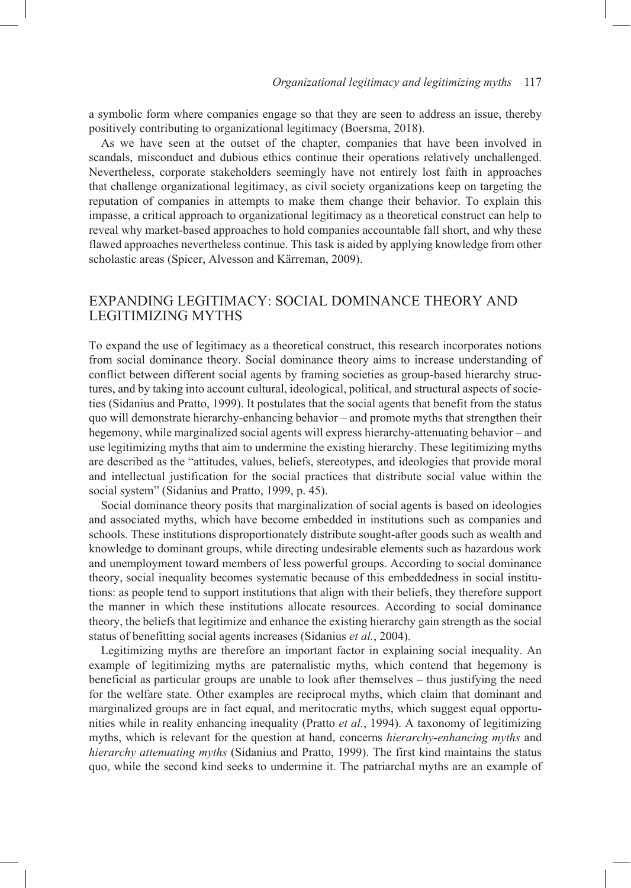a symbolic form where companies engage so that they are seen to address an issue, thereby positively contributing to organizational legitimacy (Boersma, 2018).

As we have seen at the outset of the chapter, companies that have been involved in scandals, misconduct and dubious ethics continue their operations relatively unchallenged. Nevertheless, corporate stakeholders seemingly have not entirely lost faith in approaches that challenge organizational legitimacy, as civil society organizations keep on targeting the reputation of companies in attempts to make them change their behavior. To explain this impasse, a critical approach to organizational legitimacy as a theoretical construct can help to reveal why market-based approaches to hold companies accountable fall short, and why these flawed approaches nevertheless continue. This task is aided by applying knowledge from other scholastic areas (Spicer, Alvesson and Kärreman, 2009).

## EXPANDING LEGITIMACY: SOCIAL DOMINANCE THEORY AND LEGITIMIZING MYTHS

To expand the use of legitimacy as a theoretical construct, this research incorporates notions from social dominance theory. Social dominance theory aims to increase understanding of conflict between different social agents by framing societies as group-based hierarchy structures, and by taking into account cultural, ideological, political, and structural aspects of societies (Sidanius and Pratto, 1999). It postulates that the social agents that benefit from the status quo will demonstrate hierarchy-enhancing behavior – and promote myths that strengthen their hegemony, while marginalized social agents will express hierarchy-attenuating behavior – and use legitimizing myths that aim to undermine the existing hierarchy. These legitimizing myths are described as the "attitudes, values, beliefs, stereotypes, and ideologies that provide moral and intellectual justification for the social practices that distribute social value within the social system" (Sidanius and Pratto, 1999, p. 45).

Social dominance theory posits that marginalization of social agents is based on ideologies and associated myths, which have become embedded in institutions such as companies and schools. These institutions disproportionately distribute sought-after goods such as wealth and knowledge to dominant groups, while directing undesirable elements such as hazardous work and unemployment toward members of less powerful groups. According to social dominance theory, social inequality becomes systematic because of this embeddedness in social institutions: as people tend to support institutions that align with their beliefs, they therefore support the manner in which these institutions allocate resources. According to social dominance theory, the beliefs that legitimize and enhance the existing hierarchy gain strength as the social status of benefitting social agents increases (Sidanius *et al.*, 2004).

Legitimizing myths are therefore an important factor in explaining social inequality. An example of legitimizing myths are paternalistic myths, which contend that hegemony is beneficial as particular groups are unable to look after themselves – thus justifying the need for the welfare state. Other examples are reciprocal myths, which claim that dominant and marginalized groups are in fact equal, and meritocratic myths, which suggest equal opportunities while in reality enhancing inequality (Pratto *et al.*, 1994). A taxonomy of legitimizing myths, which is relevant for the question at hand, concerns *hierarchy-enhancing myths* and *hierarchy attenuating myths* (Sidanius and Pratto, 1999). The first kind maintains the status quo, while the second kind seeks to undermine it. The patriarchal myths are an example of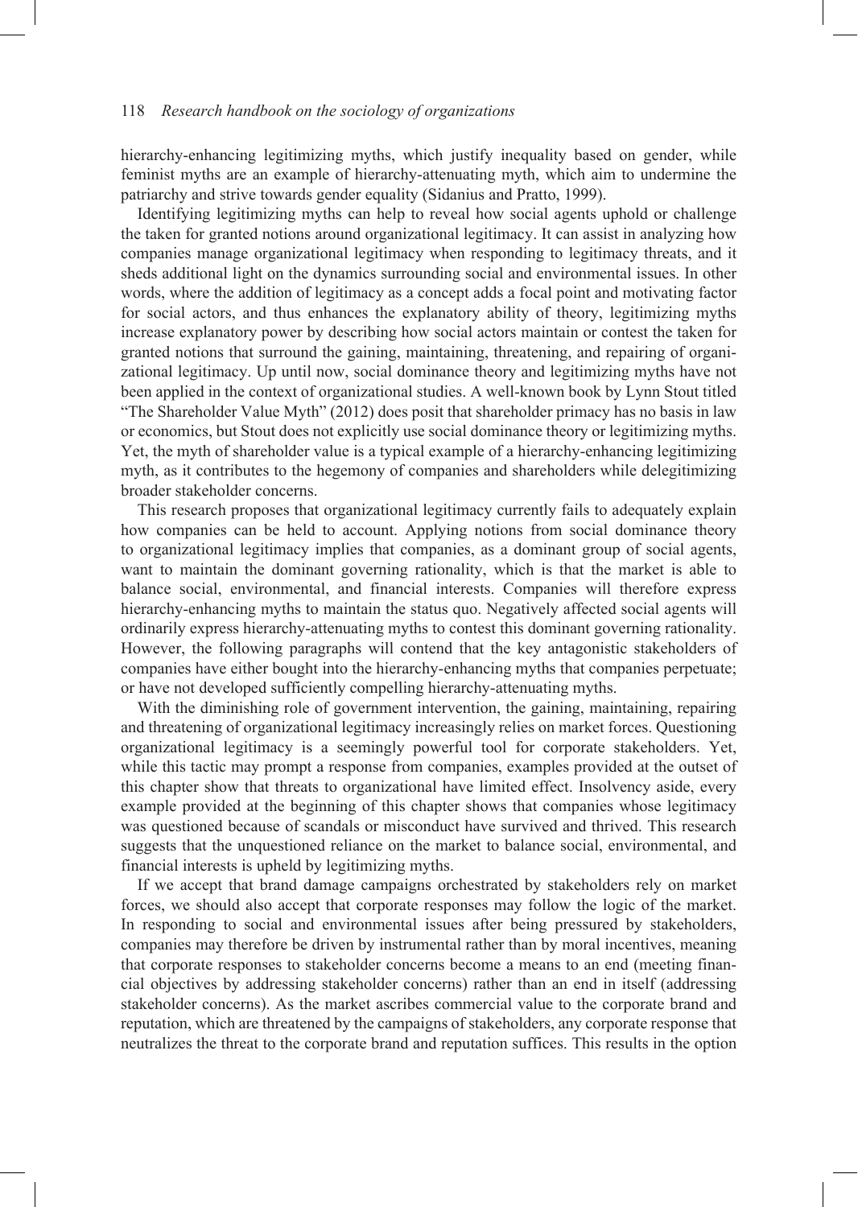hierarchy-enhancing legitimizing myths, which justify inequality based on gender, while feminist myths are an example of hierarchy-attenuating myth, which aim to undermine the patriarchy and strive towards gender equality (Sidanius and Pratto, 1999).

Identifying legitimizing myths can help to reveal how social agents uphold or challenge the taken for granted notions around organizational legitimacy. It can assist in analyzing how companies manage organizational legitimacy when responding to legitimacy threats, and it sheds additional light on the dynamics surrounding social and environmental issues. In other words, where the addition of legitimacy as a concept adds a focal point and motivating factor for social actors, and thus enhances the explanatory ability of theory, legitimizing myths increase explanatory power by describing how social actors maintain or contest the taken for granted notions that surround the gaining, maintaining, threatening, and repairing of organizational legitimacy. Up until now, social dominance theory and legitimizing myths have not been applied in the context of organizational studies. A well-known book by Lynn Stout titled "The Shareholder Value Myth" (2012) does posit that shareholder primacy has no basis in law or economics, but Stout does not explicitly use social dominance theory or legitimizing myths. Yet, the myth of shareholder value is a typical example of a hierarchy-enhancing legitimizing myth, as it contributes to the hegemony of companies and shareholders while delegitimizing broader stakeholder concerns.

This research proposes that organizational legitimacy currently fails to adequately explain how companies can be held to account. Applying notions from social dominance theory to organizational legitimacy implies that companies, as a dominant group of social agents, want to maintain the dominant governing rationality, which is that the market is able to balance social, environmental, and financial interests. Companies will therefore express hierarchy-enhancing myths to maintain the status quo. Negatively affected social agents will ordinarily express hierarchy-attenuating myths to contest this dominant governing rationality. However, the following paragraphs will contend that the key antagonistic stakeholders of companies have either bought into the hierarchy-enhancing myths that companies perpetuate; or have not developed sufficiently compelling hierarchy-attenuating myths.

With the diminishing role of government intervention, the gaining, maintaining, repairing and threatening of organizational legitimacy increasingly relies on market forces. Questioning organizational legitimacy is a seemingly powerful tool for corporate stakeholders. Yet, while this tactic may prompt a response from companies, examples provided at the outset of this chapter show that threats to organizational have limited effect. Insolvency aside, every example provided at the beginning of this chapter shows that companies whose legitimacy was questioned because of scandals or misconduct have survived and thrived. This research suggests that the unquestioned reliance on the market to balance social, environmental, and financial interests is upheld by legitimizing myths.

If we accept that brand damage campaigns orchestrated by stakeholders rely on market forces, we should also accept that corporate responses may follow the logic of the market. In responding to social and environmental issues after being pressured by stakeholders, companies may therefore be driven by instrumental rather than by moral incentives, meaning that corporate responses to stakeholder concerns become a means to an end (meeting financial objectives by addressing stakeholder concerns) rather than an end in itself (addressing stakeholder concerns). As the market ascribes commercial value to the corporate brand and reputation, which are threatened by the campaigns of stakeholders, any corporate response that neutralizes the threat to the corporate brand and reputation suffices. This results in the option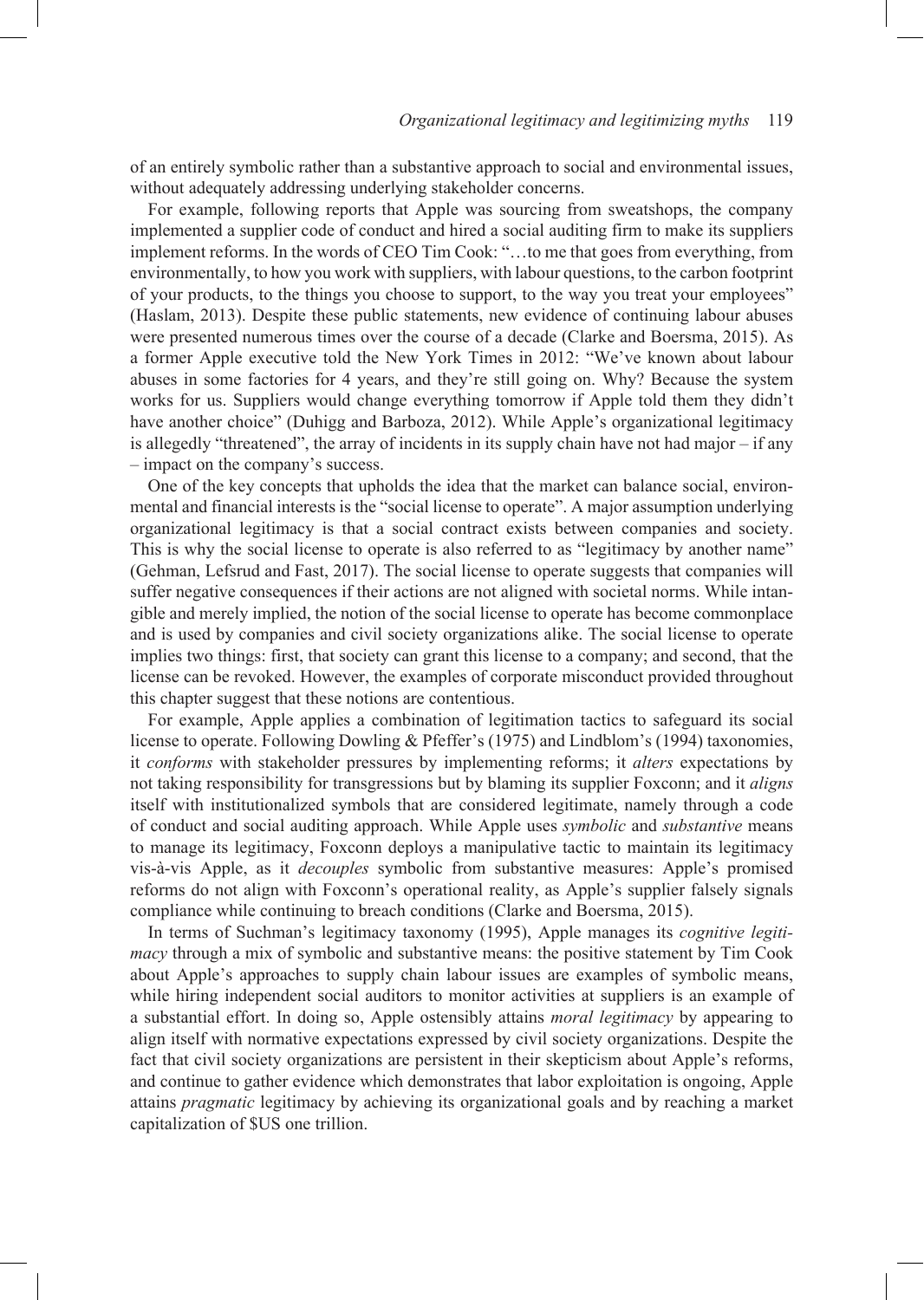of an entirely symbolic rather than a substantive approach to social and environmental issues, without adequately addressing underlying stakeholder concerns.

For example, following reports that Apple was sourcing from sweatshops, the company implemented a supplier code of conduct and hired a social auditing firm to make its suppliers implement reforms. In the words of CEO Tim Cook: "…to me that goes from everything, from environmentally, to how you work with suppliers, with labour questions, to the carbon footprint of your products, to the things you choose to support, to the way you treat your employees" (Haslam, 2013). Despite these public statements, new evidence of continuing labour abuses were presented numerous times over the course of a decade (Clarke and Boersma, 2015). As a former Apple executive told the New York Times in 2012: "We've known about labour abuses in some factories for 4 years, and they're still going on. Why? Because the system works for us. Suppliers would change everything tomorrow if Apple told them they didn't have another choice" (Duhigg and Barboza, 2012). While Apple's organizational legitimacy is allegedly "threatened", the array of incidents in its supply chain have not had major – if any – impact on the company's success.

One of the key concepts that upholds the idea that the market can balance social, environmental and financial interests is the "social license to operate". A major assumption underlying organizational legitimacy is that a social contract exists between companies and society. This is why the social license to operate is also referred to as "legitimacy by another name" (Gehman, Lefsrud and Fast, 2017). The social license to operate suggests that companies will suffer negative consequences if their actions are not aligned with societal norms. While intangible and merely implied, the notion of the social license to operate has become commonplace and is used by companies and civil society organizations alike. The social license to operate implies two things: first, that society can grant this license to a company; and second, that the license can be revoked. However, the examples of corporate misconduct provided throughout this chapter suggest that these notions are contentious.

For example, Apple applies a combination of legitimation tactics to safeguard its social license to operate. Following Dowling & Pfeffer's (1975) and Lindblom's (1994) taxonomies, it *conforms* with stakeholder pressures by implementing reforms; it *alters* expectations by not taking responsibility for transgressions but by blaming its supplier Foxconn; and it *aligns* itself with institutionalized symbols that are considered legitimate, namely through a code of conduct and social auditing approach. While Apple uses *symbolic* and *substantive* means to manage its legitimacy, Foxconn deploys a manipulative tactic to maintain its legitimacy vis-à-vis Apple, as it *decouples* symbolic from substantive measures: Apple's promised reforms do not align with Foxconn's operational reality, as Apple's supplier falsely signals compliance while continuing to breach conditions (Clarke and Boersma, 2015).

In terms of Suchman's legitimacy taxonomy (1995), Apple manages its *cognitive legitimacy* through a mix of symbolic and substantive means: the positive statement by Tim Cook about Apple's approaches to supply chain labour issues are examples of symbolic means, while hiring independent social auditors to monitor activities at suppliers is an example of a substantial effort. In doing so, Apple ostensibly attains *moral legitimacy* by appearing to align itself with normative expectations expressed by civil society organizations. Despite the fact that civil society organizations are persistent in their skepticism about Apple's reforms, and continue to gather evidence which demonstrates that labor exploitation is ongoing, Apple attains *pragmatic* legitimacy by achieving its organizational goals and by reaching a market capitalization of $US one trillion.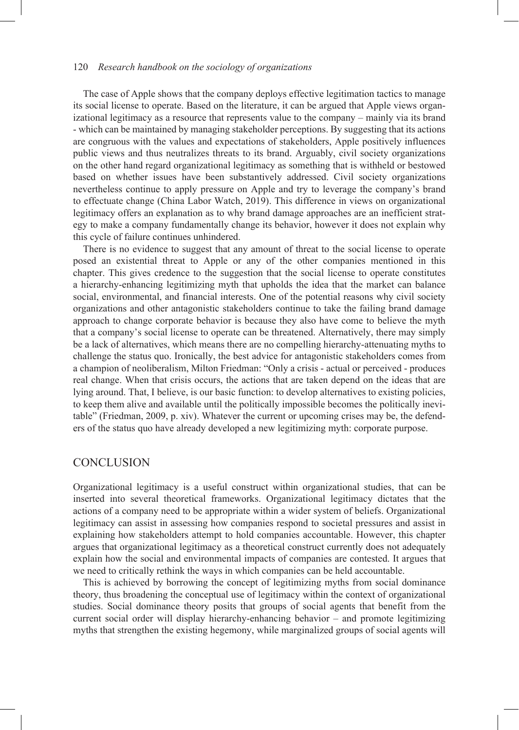The case of Apple shows that the company deploys effective legitimation tactics to manage its social license to operate. Based on the literature, it can be argued that Apple views organizational legitimacy as a resource that represents value to the company – mainly via its brand - which can be maintained by managing stakeholder perceptions. By suggesting that its actions are congruous with the values and expectations of stakeholders, Apple positively influences public views and thus neutralizes threats to its brand. Arguably, civil society organizations on the other hand regard organizational legitimacy as something that is withheld or bestowed based on whether issues have been substantively addressed. Civil society organizations nevertheless continue to apply pressure on Apple and try to leverage the company's brand to effectuate change (China Labor Watch, 2019). This difference in views on organizational legitimacy offers an explanation as to why brand damage approaches are an inefficient strategy to make a company fundamentally change its behavior, however it does not explain why this cycle of failure continues unhindered.

There is no evidence to suggest that any amount of threat to the social license to operate posed an existential threat to Apple or any of the other companies mentioned in this chapter. This gives credence to the suggestion that the social license to operate constitutes a hierarchy-enhancing legitimizing myth that upholds the idea that the market can balance social, environmental, and financial interests. One of the potential reasons why civil society organizations and other antagonistic stakeholders continue to take the failing brand damage approach to change corporate behavior is because they also have come to believe the myth that a company's social license to operate can be threatened. Alternatively, there may simply be a lack of alternatives, which means there are no compelling hierarchy-attenuating myths to challenge the status quo. Ironically, the best advice for antagonistic stakeholders comes from a champion of neoliberalism, Milton Friedman: "Only a crisis - actual or perceived - produces real change. When that crisis occurs, the actions that are taken depend on the ideas that are lying around. That, I believe, is our basic function: to develop alternatives to existing policies, to keep them alive and available until the politically impossible becomes the politically inevitable" (Friedman, 2009, p. xiv). Whatever the current or upcoming crises may be, the defenders of the status quo have already developed a new legitimizing myth: corporate purpose.

## CONCLUSION

Organizational legitimacy is a useful construct within organizational studies, that can be inserted into several theoretical frameworks. Organizational legitimacy dictates that the actions of a company need to be appropriate within a wider system of beliefs. Organizational legitimacy can assist in assessing how companies respond to societal pressures and assist in explaining how stakeholders attempt to hold companies accountable. However, this chapter argues that organizational legitimacy as a theoretical construct currently does not adequately explain how the social and environmental impacts of companies are contested. It argues that we need to critically rethink the ways in which companies can be held accountable.

This is achieved by borrowing the concept of legitimizing myths from social dominance theory, thus broadening the conceptual use of legitimacy within the context of organizational studies. Social dominance theory posits that groups of social agents that benefit from the current social order will display hierarchy-enhancing behavior – and promote legitimizing myths that strengthen the existing hegemony, while marginalized groups of social agents will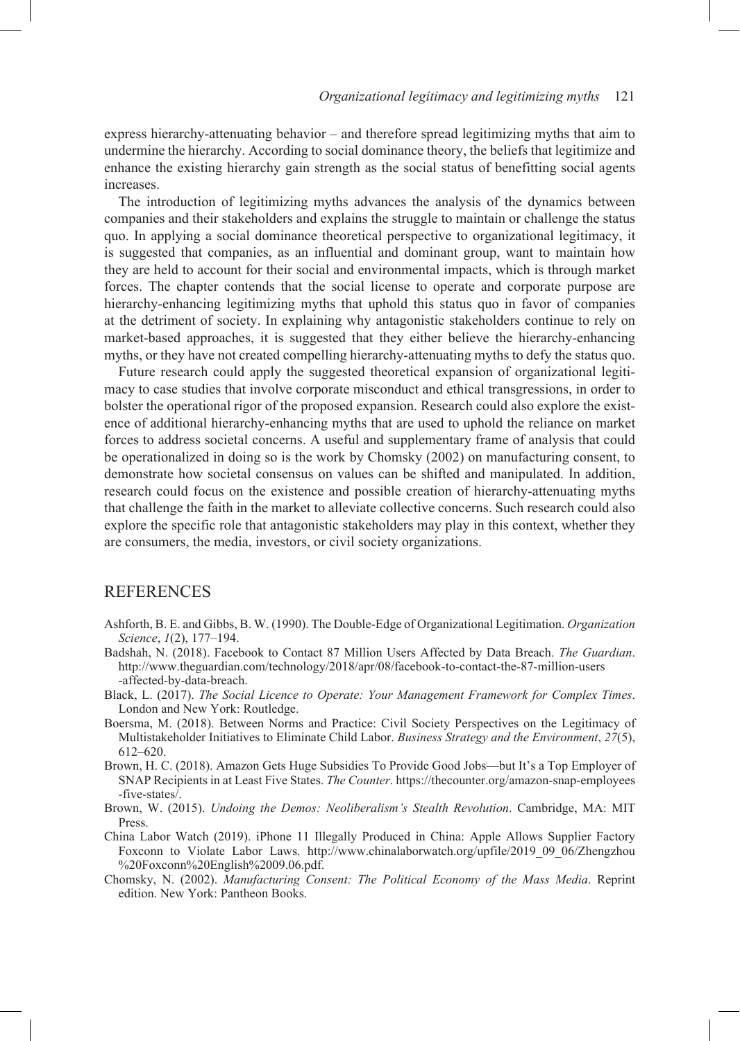express hierarchy-attenuating behavior – and therefore spread legitimizing myths that aim to undermine the hierarchy. According to social dominance theory, the beliefs that legitimize and enhance the existing hierarchy gain strength as the social status of benefitting social agents increases.

The introduction of legitimizing myths advances the analysis of the dynamics between companies and their stakeholders and explains the struggle to maintain or challenge the status quo. In applying a social dominance theoretical perspective to organizational legitimacy, it is suggested that companies, as an influential and dominant group, want to maintain how they are held to account for their social and environmental impacts, which is through market forces. The chapter contends that the social license to operate and corporate purpose are hierarchy-enhancing legitimizing myths that uphold this status quo in favor of companies at the detriment of society. In explaining why antagonistic stakeholders continue to rely on market-based approaches, it is suggested that they either believe the hierarchy-enhancing myths, or they have not created compelling hierarchy-attenuating myths to defy the status quo.

Future research could apply the suggested theoretical expansion of organizational legitimacy to case studies that involve corporate misconduct and ethical transgressions, in order to bolster the operational rigor of the proposed expansion. Research could also explore the existence of additional hierarchy-enhancing myths that are used to uphold the reliance on market forces to address societal concerns. A useful and supplementary frame of analysis that could be operationalized in doing so is the work by Chomsky (2002) on manufacturing consent, to demonstrate how societal consensus on values can be shifted and manipulated. In addition, research could focus on the existence and possible creation of hierarchy-attenuating myths that challenge the faith in the market to alleviate collective concerns. Such research could also explore the specific role that antagonistic stakeholders may play in this context, whether they are consumers, the media, investors, or civil society organizations.

## REFERENCES

Ashforth, B. E. and Gibbs, B. W. (1990). The Double-Edge of Organizational Legitimation. *Organization Science*, *1*(2), 177–194.

Badshah, N. (2018). Facebook to Contact 87 Million Users Affected by Data Breach. *The Guardian*. http://www.theguardian.com/technology/2018/apr/08/facebook-to-contact-the-87-million-users-affected-by-data-breach.

Black, L. (2017). *The Social Licence to Operate: Your Management Framework for Complex Times*. London and New York: Routledge.

Boersma, M. (2018). Between Norms and Practice: Civil Society Perspectives on the Legitimacy of Multistakeholder Initiatives to Eliminate Child Labor. *Business Strategy and the Environment*, *27*(5), 612–620.

Brown, H. C. (2018). Amazon Gets Huge Subsidies To Provide Good Jobs—but It's a Top Employer of SNAP Recipients in at Least Five States. *The Counter*. https://thecounter.org/amazon-snap-employees-five-states/.

Brown, W. (2015). *Undoing the Demos: Neoliberalism's Stealth Revolution*. Cambridge, MA: MIT Press.

China Labor Watch (2019). iPhone 11 Illegally Produced in China: Apple Allows Supplier Factory Foxconn to Violate Labor Laws. http://www.chinalaborwatch.org/upfile/2019_09_06/Zhengzhou%20Foxconn%20English%2009.06.pdf.

Chomsky, N. (2002). *Manufacturing Consent: The Political Economy of the Mass Media*. Reprint edition. New York: Pantheon Books.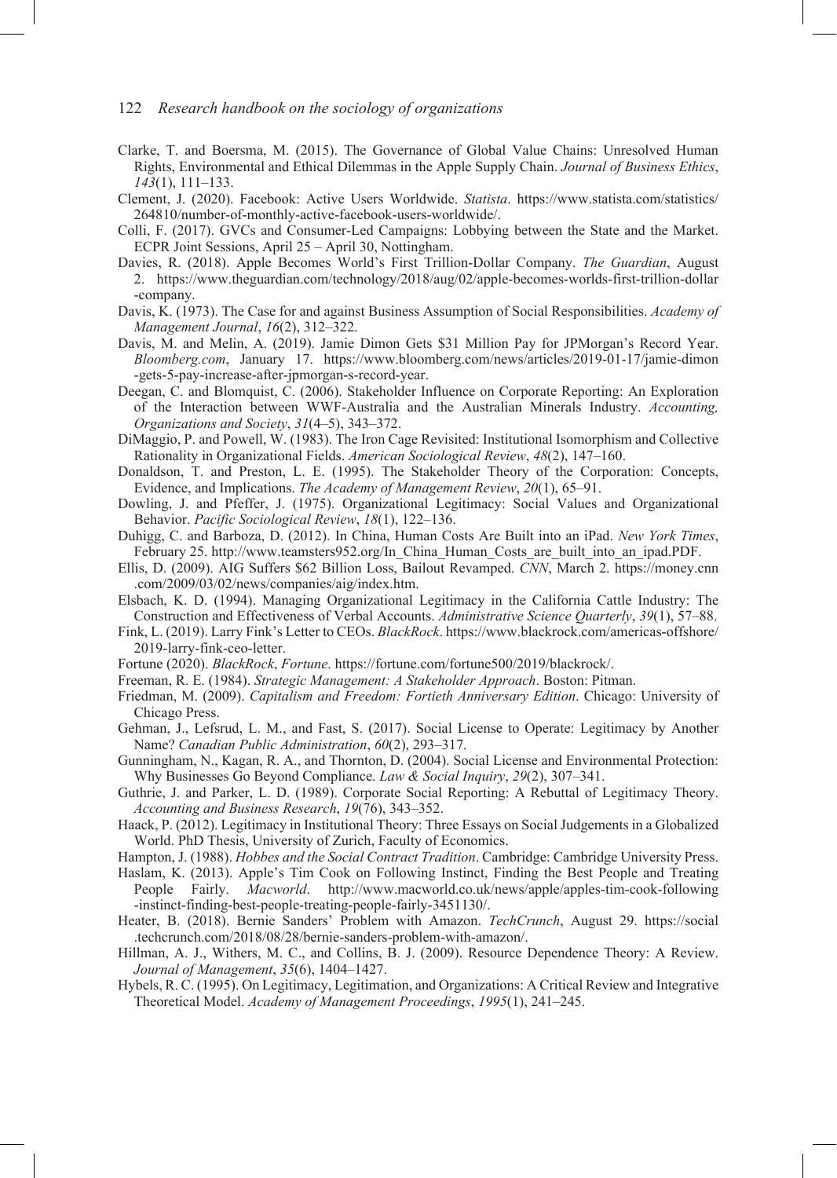Clarke, T. and Boersma, M. (2015). The Governance of Global Value Chains: Unresolved Human Rights, Environmental and Ethical Dilemmas in the Apple Supply Chain. *Journal of Business Ethics*, *143*(1), 111–133.

Clement, J. (2020). Facebook: Active Users Worldwide. *Statista*. https://www.statista.com/statistics/264810/number-of-monthly-active-facebook-users-worldwide/.

Colli, F. (2017). GVCs and Consumer-Led Campaigns: Lobbying between the State and the Market. ECPR Joint Sessions, April 25 – April 30, Nottingham.

Davies, R. (2018). Apple Becomes World's First Trillion-Dollar Company. *The Guardian*, August 2. https://www.theguardian.com/technology/2018/aug/02/apple-becomes-worlds-first-trillion-dollar-company.

Davis, K. (1973). The Case for and against Business Assumption of Social Responsibilities. *Academy of Management Journal*, *16*(2), 312–322.

Davis, M. and Melin, A. (2019). Jamie Dimon Gets $31 Million Pay for JPMorgan's Record Year. *Bloomberg.com*, January 17. https://www.bloomberg.com/news/articles/2019-01-17/jamie-dimon-gets-5-pay-increase-after-jpmorgan-s-record-year.

Deegan, C. and Blomquist, C. (2006). Stakeholder Influence on Corporate Reporting: An Exploration of the Interaction between WWF-Australia and the Australian Minerals Industry. *Accounting, Organizations and Society*, *31*(4–5), 343–372.

DiMaggio, P. and Powell, W. (1983). The Iron Cage Revisited: Institutional Isomorphism and Collective Rationality in Organizational Fields. *American Sociological Review*, *48*(2), 147–160.

Donaldson, T. and Preston, L. E. (1995). The Stakeholder Theory of the Corporation: Concepts, Evidence, and Implications. *The Academy of Management Review*, *20*(1), 65–91.

Dowling, J. and Pfeffer, J. (1975). Organizational Legitimacy: Social Values and Organizational Behavior. *Pacific Sociological Review*, *18*(1), 122–136.

Duhigg, C. and Barboza, D. (2012). In China, Human Costs Are Built into an iPad. *New York Times*, February 25. http://www.teamsters952.org/In_China_Human_Costs_are_built_into_an_ipad.PDF.

Ellis, D. (2009). AIG Suffers $62 Billion Loss, Bailout Revamped. *CNN*, March 2. https://money.cnn.com/2009/03/02/news/companies/aig/index.htm.

Elsbach, K. D. (1994). Managing Organizational Legitimacy in the California Cattle Industry: The Construction and Effectiveness of Verbal Accounts. *Administrative Science Quarterly*, *39*(1), 57–88.

Fink, L. (2019). Larry Fink's Letter to CEOs. *BlackRock*. https://www.blackrock.com/americas-offshore/2019-larry-fink-ceo-letter.

Fortune (2020). *BlackRock*, *Fortune*. https://fortune.com/fortune500/2019/blackrock/.

Freeman, R. E. (1984). *Strategic Management: A Stakeholder Approach*. Boston: Pitman.

Friedman, M. (2009). *Capitalism and Freedom: Fortieth Anniversary Edition*. Chicago: University of Chicago Press.

Gehman, J., Lefsrud, L. M., and Fast, S. (2017). Social License to Operate: Legitimacy by Another Name? *Canadian Public Administration*, *60*(2), 293–317.

Gunningham, N., Kagan, R. A., and Thornton, D. (2004). Social License and Environmental Protection: Why Businesses Go Beyond Compliance. *Law & Social Inquiry*, *29*(2), 307–341.

Guthrie, J. and Parker, L. D. (1989). Corporate Social Reporting: A Rebuttal of Legitimacy Theory. *Accounting and Business Research*, *19*(76), 343–352.

Haack, P. (2012). Legitimacy in Institutional Theory: Three Essays on Social Judgements in a Globalized World. PhD Thesis, University of Zurich, Faculty of Economics.

Hampton, J. (1988). *Hobbes and the Social Contract Tradition*. Cambridge: Cambridge University Press.

Haslam, K. (2013). Apple's Tim Cook on Following Instinct, Finding the Best People and Treating People Fairly. *Macworld*. http://www.macworld.co.uk/news/apple/apples-tim-cook-following-instinct-finding-best-people-treating-people-fairly-3451130/.

Heater, B. (2018). Bernie Sanders' Problem with Amazon. *TechCrunch*, August 29. https://social.techcrunch.com/2018/08/28/bernie-sanders-problem-with-amazon/.

Hillman, A. J., Withers, M. C., and Collins, B. J. (2009). Resource Dependence Theory: A Review. *Journal of Management*, *35*(6), 1404–1427.

Hybels, R. C. (1995). On Legitimacy, Legitimation, and Organizations: A Critical Review and Integrative Theoretical Model. *Academy of Management Proceedings*, *1995*(1), 241–245.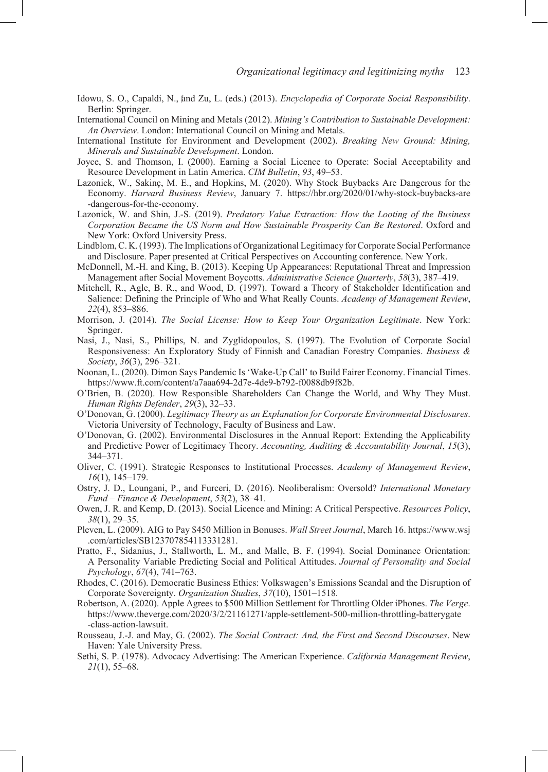Idowu, S. O., Capaldi, N., and Zu, L. (eds.) (2013). *Encyclopedia of Corporate Social Responsibility*. Berlin: Springer.

International Council on Mining and Metals (2012). *Mining's Contribution to Sustainable Development: An Overview*. London: International Council on Mining and Metals.

International Institute for Environment and Development (2002). *Breaking New Ground: Mining, Minerals and Sustainable Development*. London.

Joyce, S. and Thomson, I. (2000). Earning a Social Licence to Operate: Social Acceptability and Resource Development in Latin America. *CIM Bulletin*, *93*, 49–53.

Lazonick, W., Sakinç, M. E., and Hopkins, M. (2020). Why Stock Buybacks Are Dangerous for the Economy. *Harvard Business Review*, January 7. https://hbr.org/2020/01/why-stock-buybacks-are-dangerous-for-the-economy.

Lazonick, W. and Shin, J.-S. (2019). *Predatory Value Extraction: How the Looting of the Business Corporation Became the US Norm and How Sustainable Prosperity Can Be Restored*. Oxford and New York: Oxford University Press.

Lindblom, C. K. (1993). The Implications of Organizational Legitimacy for Corporate Social Performance and Disclosure. Paper presented at Critical Perspectives on Accounting conference. New York.

McDonnell, M.-H. and King, B. (2013). Keeping Up Appearances: Reputational Threat and Impression Management after Social Movement Boycotts. *Administrative Science Quarterly*, *58*(3), 387–419.

Mitchell, R., Agle, B. R., and Wood, D. (1997). Toward a Theory of Stakeholder Identification and Salience: Defining the Principle of Who and What Really Counts. *Academy of Management Review*, *22*(4), 853–886.

Morrison, J. (2014). *The Social License: How to Keep Your Organization Legitimate*. New York: Springer.

Nasi, J., Nasi, S., Phillips, N. and Zyglidopoulos, S. (1997). The Evolution of Corporate Social Responsiveness: An Exploratory Study of Finnish and Canadian Forestry Companies. *Business & Society*, *36*(3), 296–321.

Noonan, L. (2020). Dimon Says Pandemic Is 'Wake-Up Call' to Build Fairer Economy. Financial Times. https://www.ft.com/content/a7aaa694-2d7e-4de9-b792-f0088db9f82b.

O'Brien, B. (2020). How Responsible Shareholders Can Change the World, and Why They Must. *Human Rights Defender*, *29*(3), 32–33.

O'Donovan, G. (2000). *Legitimacy Theory as an Explanation for Corporate Environmental Disclosures*. Victoria University of Technology, Faculty of Business and Law.

O'Donovan, G. (2002). Environmental Disclosures in the Annual Report: Extending the Applicability and Predictive Power of Legitimacy Theory. *Accounting, Auditing & Accountability Journal*, *15*(3), 344–371.

Oliver, C. (1991). Strategic Responses to Institutional Processes. *Academy of Management Review*, *16*(1), 145–179.

Ostry, J. D., Loungani, P., and Furceri, D. (2016). Neoliberalism: Oversold? *International Monetary Fund – Finance & Development*, *53*(2), 38–41.

Owen, J. R. and Kemp, D. (2013). Social Licence and Mining: A Critical Perspective. *Resources Policy*, *38*(1), 29–35.

Pleven, L. (2009). AIG to Pay $450 Million in Bonuses. *Wall Street Journal*, March 16. https://www.wsj.com/articles/SB123707854113331281.

Pratto, F., Sidanius, J., Stallworth, L. M., and Malle, B. F. (1994). Social Dominance Orientation: A Personality Variable Predicting Social and Political Attitudes. *Journal of Personality and Social Psychology*, *67*(4), 741–763.

Rhodes, C. (2016). Democratic Business Ethics: Volkswagen's Emissions Scandal and the Disruption of Corporate Sovereignty. *Organization Studies*, *37*(10), 1501–1518.

Robertson, A. (2020). Apple Agrees to $500 Million Settlement for Throttling Older iPhones. *The Verge*. https://www.theverge.com/2020/3/2/21161271/apple-settlement-500-million-throttling-batterygate-class-action-lawsuit.

Rousseau, J.-J. and May, G. (2002). *The Social Contract: And, the First and Second Discourses*. New Haven: Yale University Press.

Sethi, S. P. (1978). Advocacy Advertising: The American Experience. *California Management Review*, *21*(1), 55–68.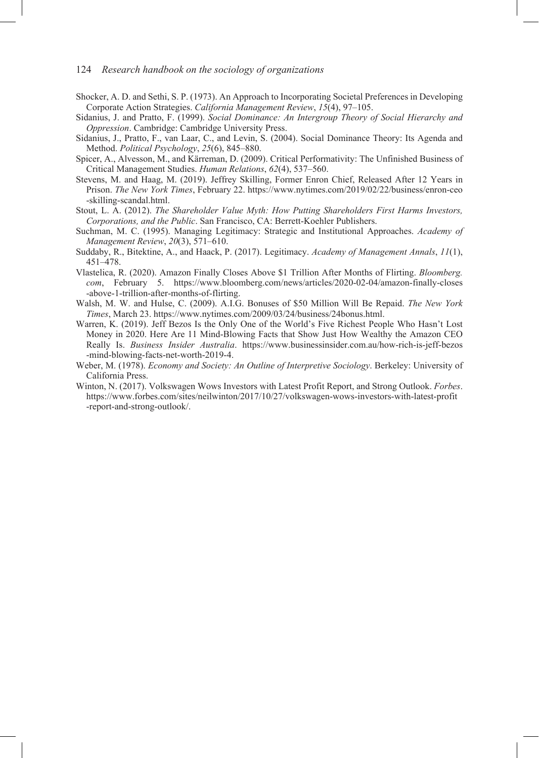Shocker, A. D. and Sethi, S. P. (1973). An Approach to Incorporating Societal Preferences in Developing Corporate Action Strategies. *California Management Review*, *15*(4), 97–105.

Sidanius, J. and Pratto, F. (1999). *Social Dominance: An Intergroup Theory of Social Hierarchy and Oppression*. Cambridge: Cambridge University Press.

Sidanius, J., Pratto, F., van Laar, C., and Levin, S. (2004). Social Dominance Theory: Its Agenda and Method. *Political Psychology*, *25*(6), 845–880.

Spicer, A., Alvesson, M., and Kärreman, D. (2009). Critical Performativity: The Unfinished Business of Critical Management Studies. *Human Relations*, *62*(4), 537–560.

Stevens, M. and Haag, M. (2019). Jeffrey Skilling, Former Enron Chief, Released After 12 Years in Prison. *The New York Times*, February 22. https://www.nytimes.com/2019/02/22/business/enron-ceo-skilling-scandal.html.

Stout, L. A. (2012). *The Shareholder Value Myth: How Putting Shareholders First Harms Investors, Corporations, and the Public*. San Francisco, CA: Berrett-Koehler Publishers.

Suchman, M. C. (1995). Managing Legitimacy: Strategic and Institutional Approaches. *Academy of Management Review*, *20*(3), 571–610.

Suddaby, R., Bitektine, A., and Haack, P. (2017). Legitimacy. *Academy of Management Annals*, *11*(1), 451–478.

Vlastelica, R. (2020). Amazon Finally Closes Above $1 Trillion After Months of Flirting. *Bloomberg.com*, February 5. https://www.bloomberg.com/news/articles/2020-02-04/amazon-finally-closes-above-1-trillion-after-months-of-flirting.

Walsh, M. W. and Hulse, C. (2009). A.I.G. Bonuses of $50 Million Will Be Repaid. *The New York Times*, March 23. https://www.nytimes.com/2009/03/24/business/24bonus.html.

Warren, K. (2019). Jeff Bezos Is the Only One of the World's Five Richest People Who Hasn't Lost Money in 2020. Here Are 11 Mind-Blowing Facts that Show Just How Wealthy the Amazon CEO Really Is. *Business Insider Australia*. https://www.businessinsider.com.au/how-rich-is-jeff-bezos-mind-blowing-facts-net-worth-2019-4.

Weber, M. (1978). *Economy and Society: An Outline of Interpretive Sociology*. Berkeley: University of California Press.

Winton, N. (2017). Volkswagen Wows Investors with Latest Profit Report, and Strong Outlook. *Forbes*. https://www.forbes.com/sites/neilwinton/2017/10/27/volkswagen-wows-investors-with-latest-profit-report-and-strong-outlook/.